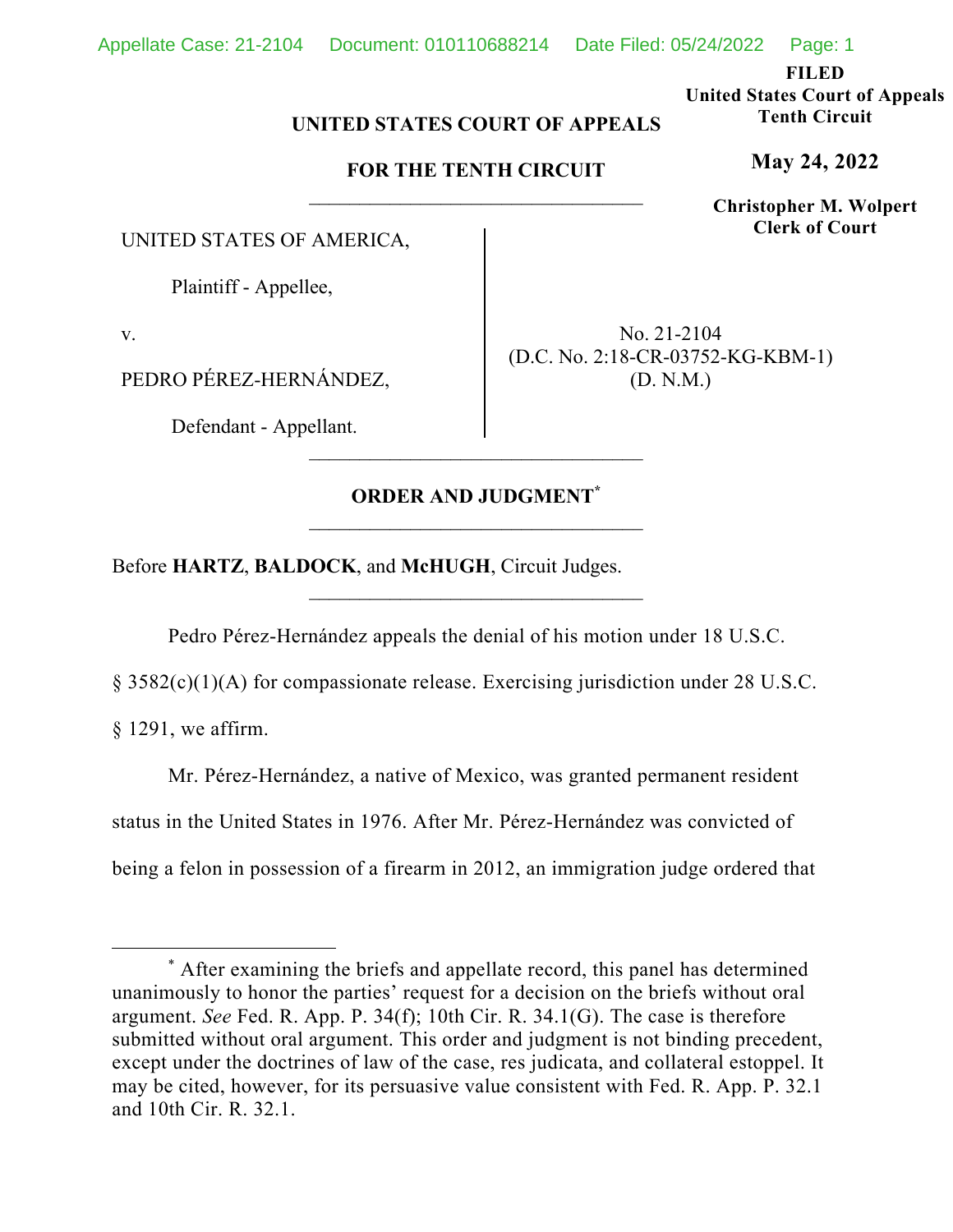FILED
United States Court of Appeals
Tenth Circuit

**May 24, 2022**

Christopher M. Wolpert
Clerk of Court

**UNITED STATES COURT OF APPEALS**

**FOR THE TENTH CIRCUIT**

---

UNITED STATES OF AMERICA,

Plaintiff - Appellee,

v.

PEDRO PÉREZ-HERNÁNDEZ,

Defendant - Appellant.

No. 21-2104
(D.C. No. 2:18-CR-03752-KG-KBM-1)
(D. N.M.)

---

**ORDER AND JUDGMENT***

---

Before **HARTZ**, **BALDOCK**, and **McHUGH**, Circuit Judges.

---

Pedro Pérez-Hernández appeals the denial of his motion under 18 U.S.C. § 3582(c)(1)(A) for compassionate release. Exercising jurisdiction under 28 U.S.C. § 1291, we affirm.

Mr. Pérez-Hernández, a native of Mexico, was granted permanent resident status in the United States in 1976. After Mr. Pérez-Hernández was convicted of being a felon in possession of a firearm in 2012, an immigration judge ordered that

---

* After examining the briefs and appellate record, this panel has determined unanimously to honor the parties' request for a decision on the briefs without oral argument. *See* Fed. R. App. P. 34(f); 10th Cir. R. 34.1(G). The case is therefore submitted without oral argument. This order and judgment is not binding precedent, except under the doctrines of law of the case, res judicata, and collateral estoppel. It may be cited, however, for its persuasive value consistent with Fed. R. App. P. 32.1 and 10th Cir. R. 32.1.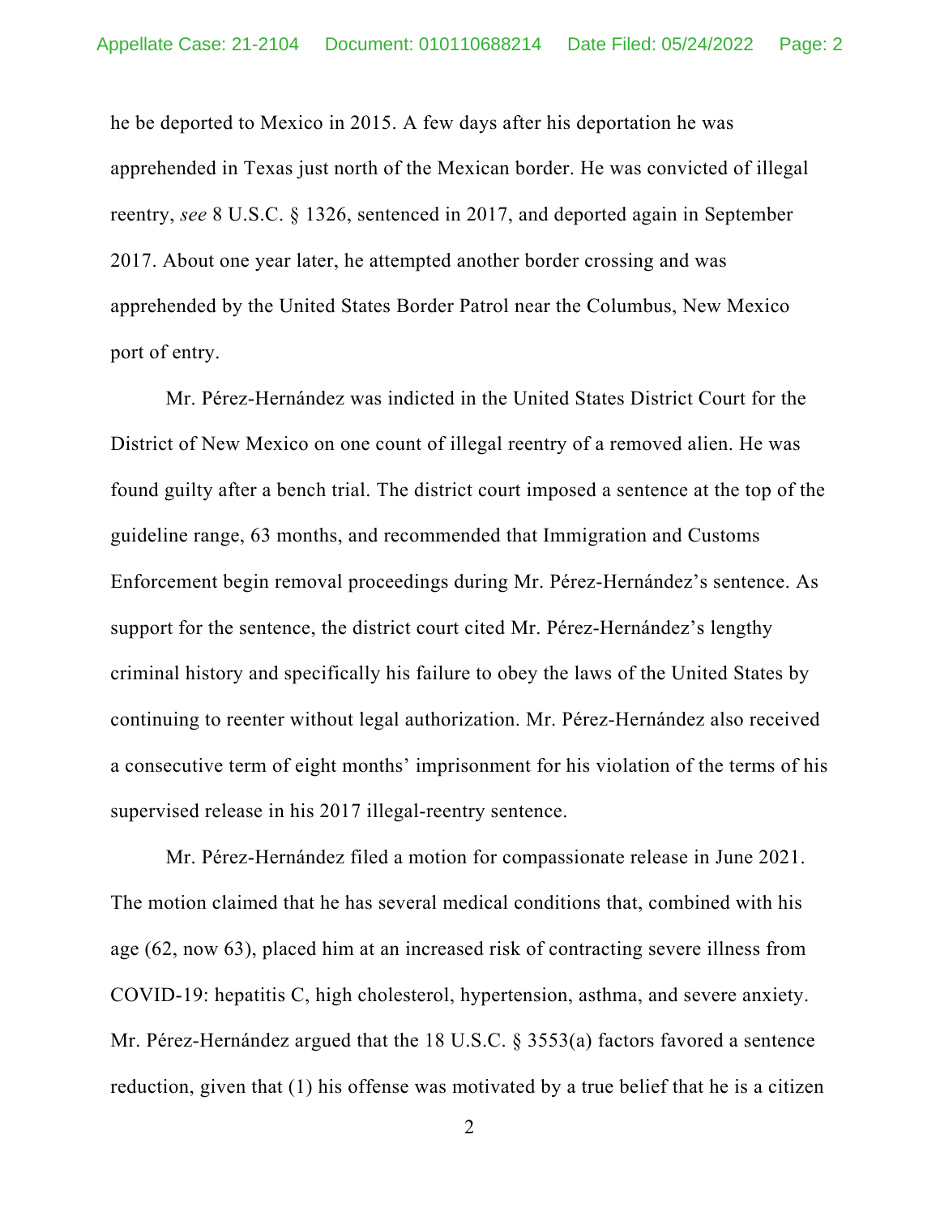he be deported to Mexico in 2015. A few days after his deportation he was apprehended in Texas just north of the Mexican border. He was convicted of illegal reentry, *see* 8 U.S.C. § 1326, sentenced in 2017, and deported again in September 2017. About one year later, he attempted another border crossing and was apprehended by the United States Border Patrol near the Columbus, New Mexico port of entry.

Mr. Pérez-Hernández was indicted in the United States District Court for the District of New Mexico on one count of illegal reentry of a removed alien. He was found guilty after a bench trial. The district court imposed a sentence at the top of the guideline range, 63 months, and recommended that Immigration and Customs Enforcement begin removal proceedings during Mr. Pérez-Hernández's sentence. As support for the sentence, the district court cited Mr. Pérez-Hernández's lengthy criminal history and specifically his failure to obey the laws of the United States by continuing to reenter without legal authorization. Mr. Pérez-Hernández also received a consecutive term of eight months' imprisonment for his violation of the terms of his supervised release in his 2017 illegal-reentry sentence.

Mr. Pérez-Hernández filed a motion for compassionate release in June 2021. The motion claimed that he has several medical conditions that, combined with his age (62, now 63), placed him at an increased risk of contracting severe illness from COVID-19: hepatitis C, high cholesterol, hypertension, asthma, and severe anxiety. Mr. Pérez-Hernández argued that the 18 U.S.C. § 3553(a) factors favored a sentence reduction, given that (1) his offense was motivated by a true belief that he is a citizen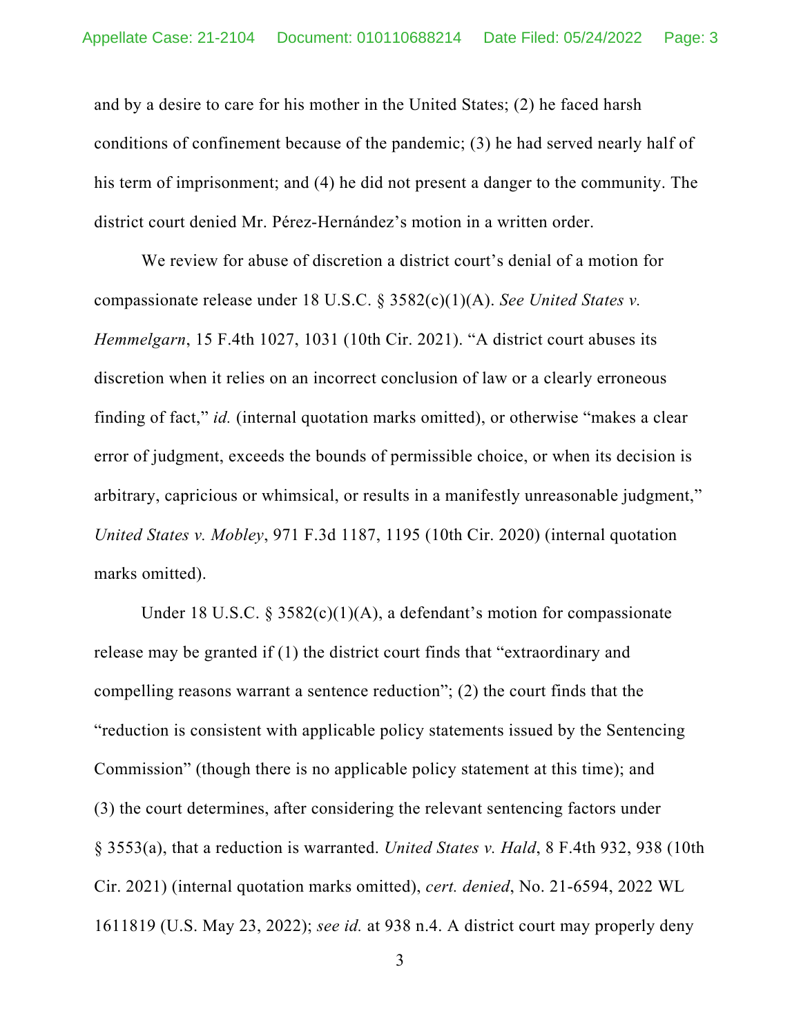and by a desire to care for his mother in the United States; (2) he faced harsh conditions of confinement because of the pandemic; (3) he had served nearly half of his term of imprisonment; and (4) he did not present a danger to the community. The district court denied Mr. Pérez-Hernández's motion in a written order.

We review for abuse of discretion a district court's denial of a motion for compassionate release under 18 U.S.C. § 3582(c)(1)(A). *See United States v. Hemmelgarn*, 15 F.4th 1027, 1031 (10th Cir. 2021). "A district court abuses its discretion when it relies on an incorrect conclusion of law or a clearly erroneous finding of fact," *id.* (internal quotation marks omitted), or otherwise "makes a clear error of judgment, exceeds the bounds of permissible choice, or when its decision is arbitrary, capricious or whimsical, or results in a manifestly unreasonable judgment," *United States v. Mobley*, 971 F.3d 1187, 1195 (10th Cir. 2020) (internal quotation marks omitted).

Under 18 U.S.C. § 3582(c)(1)(A), a defendant's motion for compassionate release may be granted if (1) the district court finds that "extraordinary and compelling reasons warrant a sentence reduction"; (2) the court finds that the "reduction is consistent with applicable policy statements issued by the Sentencing Commission" (though there is no applicable policy statement at this time); and (3) the court determines, after considering the relevant sentencing factors under § 3553(a), that a reduction is warranted. *United States v. Hald*, 8 F.4th 932, 938 (10th Cir. 2021) (internal quotation marks omitted), *cert. denied*, No. 21-6594, 2022 WL 1611819 (U.S. May 23, 2022); *see id.* at 938 n.4. A district court may properly deny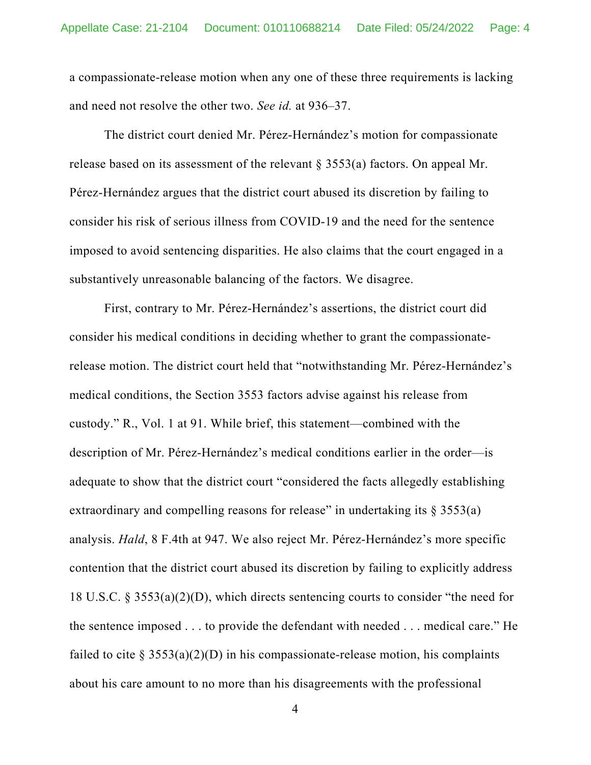a compassionate-release motion when any one of these three requirements is lacking and need not resolve the other two. *See id.* at 936–37.

The district court denied Mr. Pérez-Hernández's motion for compassionate release based on its assessment of the relevant § 3553(a) factors. On appeal Mr. Pérez-Hernández argues that the district court abused its discretion by failing to consider his risk of serious illness from COVID-19 and the need for the sentence imposed to avoid sentencing disparities. He also claims that the court engaged in a substantively unreasonable balancing of the factors. We disagree.

First, contrary to Mr. Pérez-Hernández's assertions, the district court did consider his medical conditions in deciding whether to grant the compassionate-release motion. The district court held that "notwithstanding Mr. Pérez-Hernández's medical conditions, the Section 3553 factors advise against his release from custody." R., Vol. 1 at 91. While brief, this statement—combined with the description of Mr. Pérez-Hernández's medical conditions earlier in the order—is adequate to show that the district court "considered the facts allegedly establishing extraordinary and compelling reasons for release" in undertaking its § 3553(a) analysis. *Hald*, 8 F.4th at 947. We also reject Mr. Pérez-Hernández's more specific contention that the district court abused its discretion by failing to explicitly address 18 U.S.C. § 3553(a)(2)(D), which directs sentencing courts to consider "the need for the sentence imposed . . . to provide the defendant with needed . . . medical care." He failed to cite § 3553(a)(2)(D) in his compassionate-release motion, his complaints about his care amount to no more than his disagreements with the professional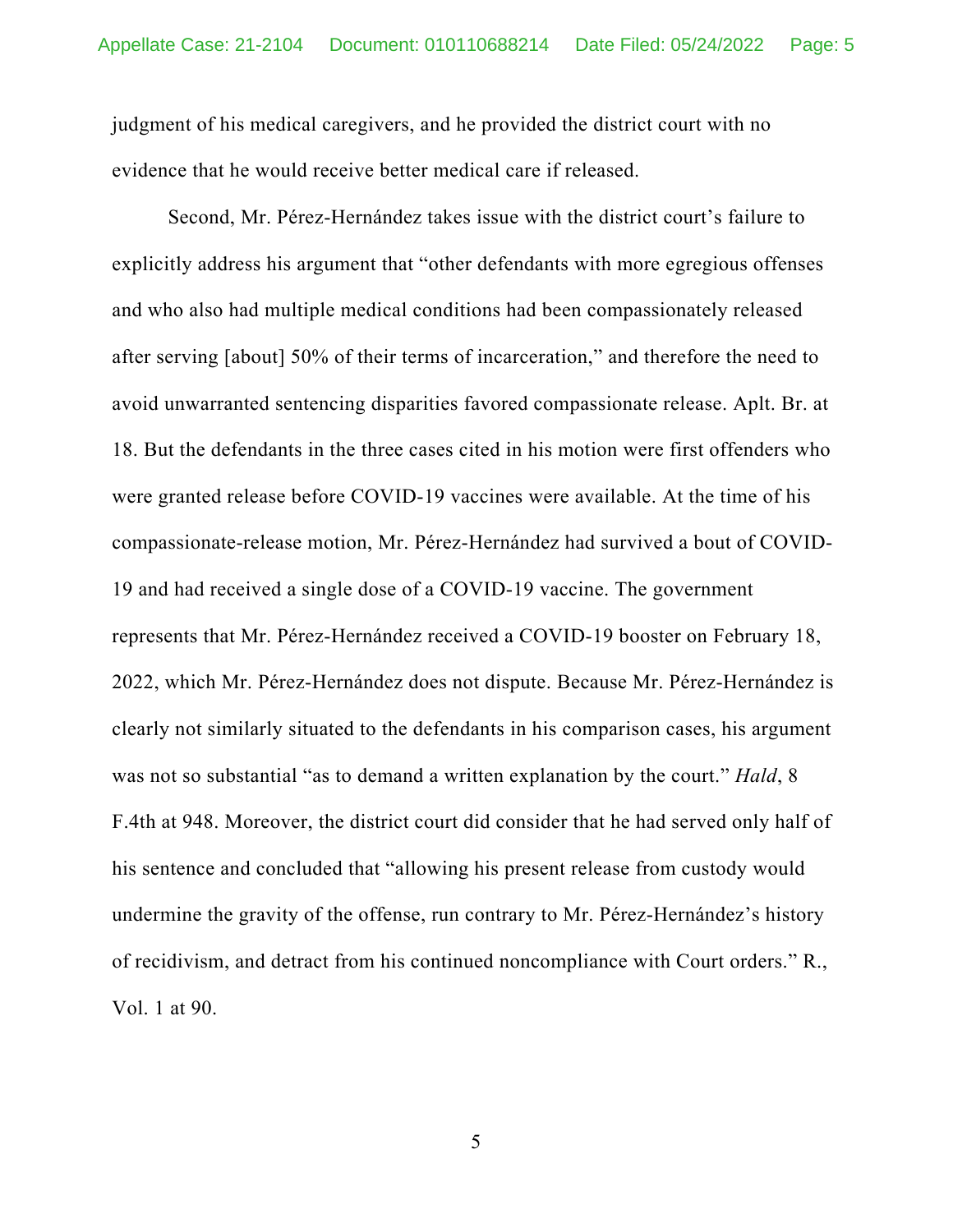judgment of his medical caregivers, and he provided the district court with no evidence that he would receive better medical care if released.

Second, Mr. Pérez-Hernández takes issue with the district court's failure to explicitly address his argument that "other defendants with more egregious offenses and who also had multiple medical conditions had been compassionately released after serving [about] 50% of their terms of incarceration," and therefore the need to avoid unwarranted sentencing disparities favored compassionate release. Aplt. Br. at 18. But the defendants in the three cases cited in his motion were first offenders who were granted release before COVID-19 vaccines were available. At the time of his compassionate-release motion, Mr. Pérez-Hernández had survived a bout of COVID-19 and had received a single dose of a COVID-19 vaccine. The government represents that Mr. Pérez-Hernández received a COVID-19 booster on February 18, 2022, which Mr. Pérez-Hernández does not dispute. Because Mr. Pérez-Hernández is clearly not similarly situated to the defendants in his comparison cases, his argument was not so substantial "as to demand a written explanation by the court." *Hald*, 8 F.4th at 948. Moreover, the district court did consider that he had served only half of his sentence and concluded that "allowing his present release from custody would undermine the gravity of the offense, run contrary to Mr. Pérez-Hernández's history of recidivism, and detract from his continued noncompliance with Court orders." R., Vol. 1 at 90.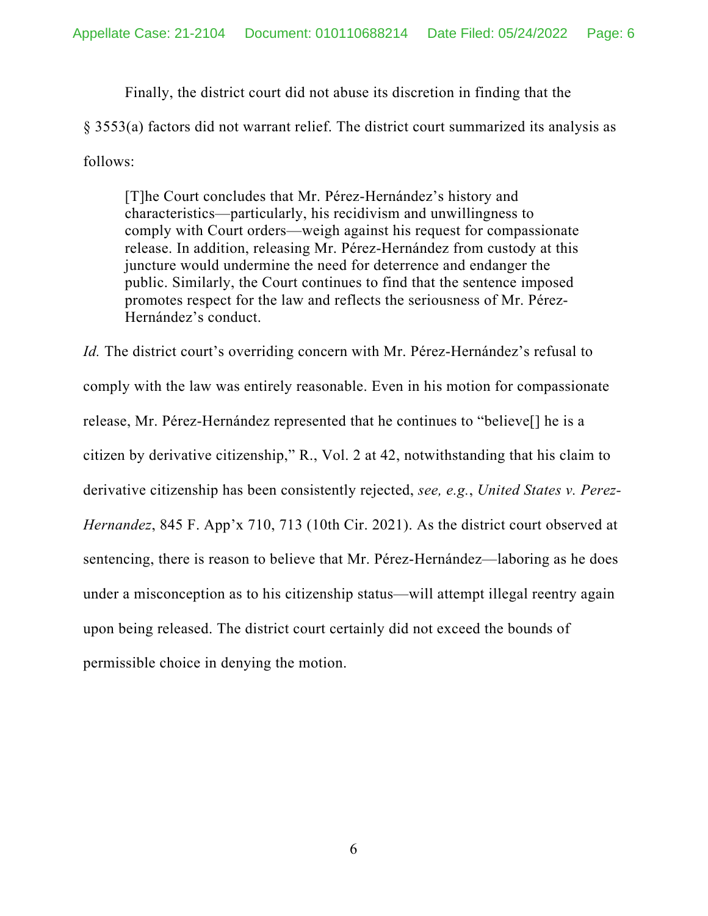Finally, the district court did not abuse its discretion in finding that the § 3553(a) factors did not warrant relief. The district court summarized its analysis as follows:

> [T]he Court concludes that Mr. Pérez-Hernández's history and characteristics—particularly, his recidivism and unwillingness to comply with Court orders—weigh against his request for compassionate release. In addition, releasing Mr. Pérez-Hernández from custody at this juncture would undermine the need for deterrence and endanger the public. Similarly, the Court continues to find that the sentence imposed promotes respect for the law and reflects the seriousness of Mr. Pérez-Hernández's conduct.

*Id.* The district court's overriding concern with Mr. Pérez-Hernández's refusal to comply with the law was entirely reasonable. Even in his motion for compassionate release, Mr. Pérez-Hernández represented that he continues to "believe[] he is a citizen by derivative citizenship," R., Vol. 2 at 42, notwithstanding that his claim to derivative citizenship has been consistently rejected, *see, e.g.*, *United States v. Perez-Hernandez*, 845 F. App'x 710, 713 (10th Cir. 2021). As the district court observed at sentencing, there is reason to believe that Mr. Pérez-Hernández—laboring as he does under a misconception as to his citizenship status—will attempt illegal reentry again upon being released. The district court certainly did not exceed the bounds of permissible choice in denying the motion.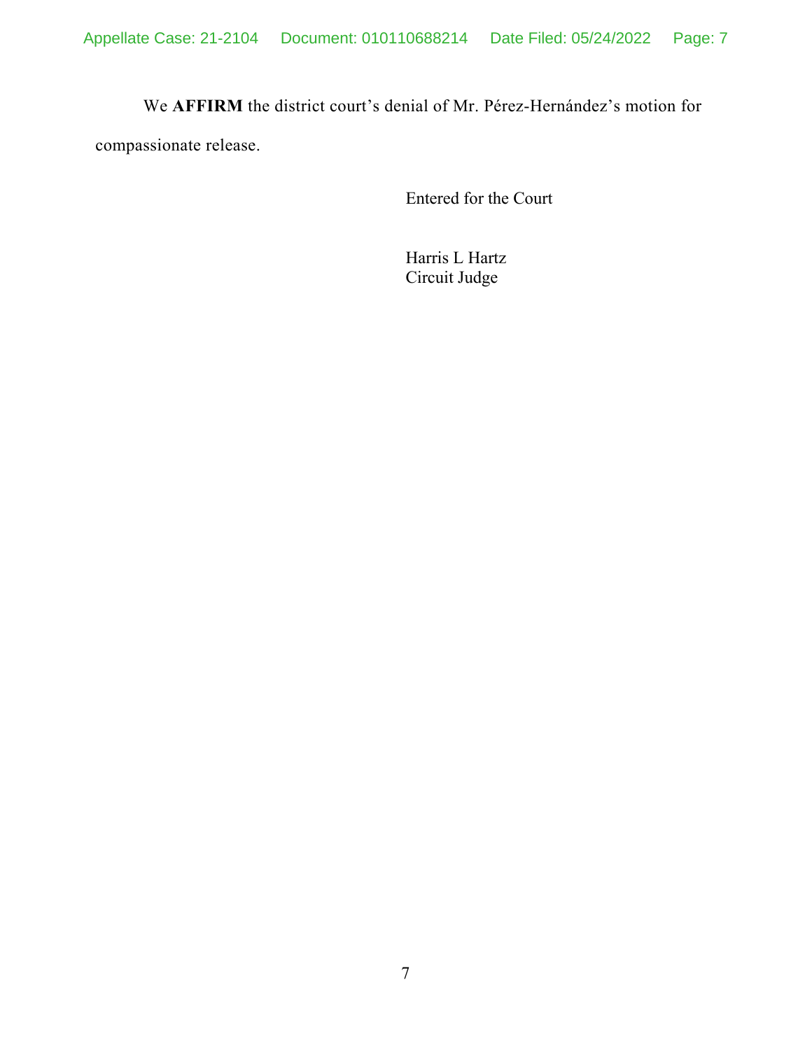We **AFFIRM** the district court's denial of Mr. Pérez-Hernández's motion for compassionate release.

Entered for the Court

Harris L Hartz
Circuit Judge